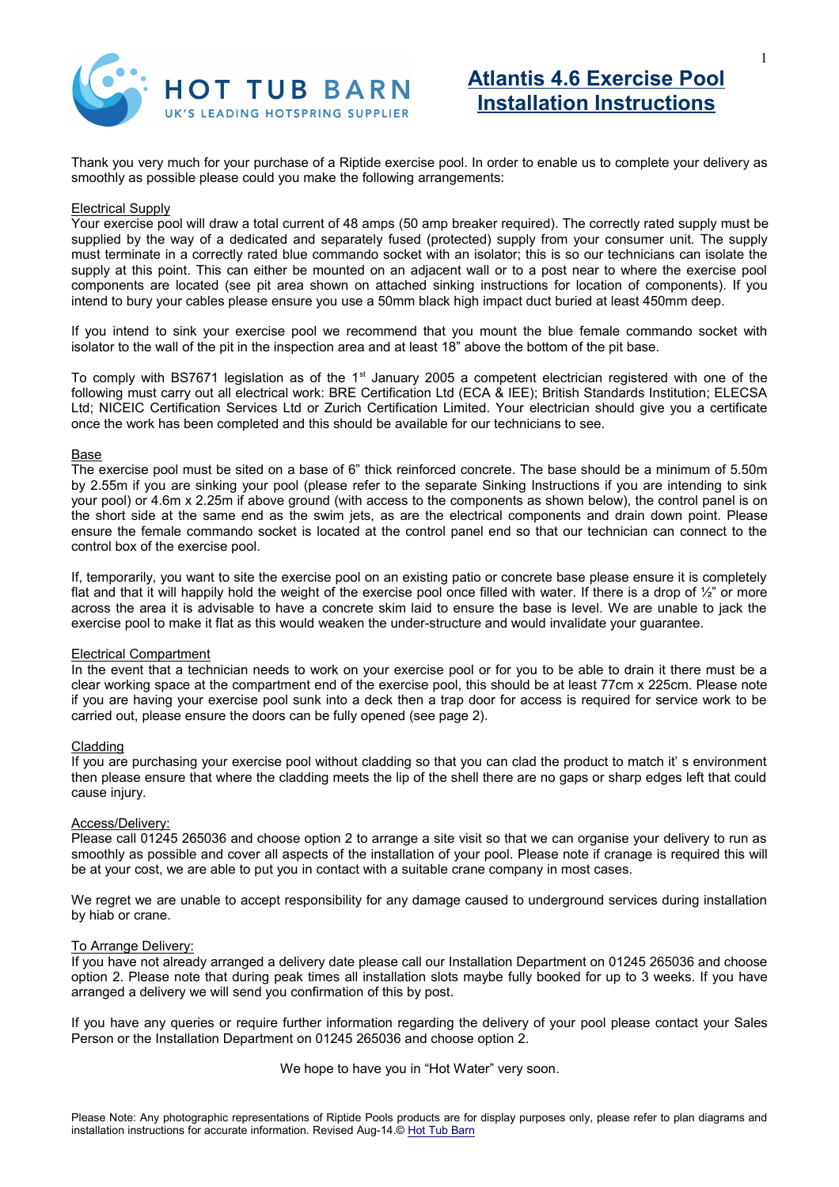HOT TUB BARN
UK'S LEADING HOTSPRING SUPPLIER

# Atlantis 4.6 Exercise Pool Installation Instructions

Thank you very much for your purchase of a Riptide exercise pool. In order to enable us to complete your delivery as smoothly as possible please could you make the following arrangements:

## Electrical Supply

Your exercise pool will draw a total current of 48 amps (50 amp breaker required). The correctly rated supply must be supplied by the way of a dedicated and separately fused (protected) supply from your consumer unit. The supply must terminate in a correctly rated blue commando socket with an isolator; this is so our technicians can isolate the supply at this point. This can either be mounted on an adjacent wall or to a post near to where the exercise pool components are located (see pit area shown on attached sinking instructions for location of components). If you intend to bury your cables please ensure you use a 50mm black high impact duct buried at least 450mm deep.

If you intend to sink your exercise pool we recommend that you mount the blue female commando socket with isolator to the wall of the pit in the inspection area and at least 18" above the bottom of the pit base.

To comply with BS7671 legislation as of the 1st January 2005 a competent electrician registered with one of the following must carry out all electrical work: BRE Certification Ltd (ECA & IEE); British Standards Institution; ELECSA Ltd; NICEIC Certification Services Ltd or Zurich Certification Limited. Your electrician should give you a certificate once the work has been completed and this should be available for our technicians to see.

## Base

The exercise pool must be sited on a base of 6" thick reinforced concrete. The base should be a minimum of 5.50m by 2.55m if you are sinking your pool (please refer to the separate Sinking Instructions if you are intending to sink your pool) or 4.6m x 2.25m if above ground (with access to the components as shown below), the control panel is on the short side at the same end as the swim jets, as are the electrical components and drain down point. Please ensure the female commando socket is located at the control panel end so that our technician can connect to the control box of the exercise pool.

If, temporarily, you want to site the exercise pool on an existing patio or concrete base please ensure it is completely flat and that it will happily hold the weight of the exercise pool once filled with water. If there is a drop of ½" or more across the area it is advisable to have a concrete skim laid to ensure the base is level. We are unable to jack the exercise pool to make it flat as this would weaken the under-structure and would invalidate your guarantee.

## Electrical Compartment

In the event that a technician needs to work on your exercise pool or for you to be able to drain it there must be a clear working space at the compartment end of the exercise pool, this should be at least 77cm x 225cm. Please note if you are having your exercise pool sunk into a deck then a trap door for access is required for service work to be carried out, please ensure the doors can be fully opened (see page 2).

## Cladding

If you are purchasing your exercise pool without cladding so that you can clad the product to match it' s environment then please ensure that where the cladding meets the lip of the shell there are no gaps or sharp edges left that could cause injury.

## Access/Delivery:

Please call 01245 265036 and choose option 2 to arrange a site visit so that we can organise your delivery to run as smoothly as possible and cover all aspects of the installation of your pool. Please note if cranage is required this will be at your cost, we are able to put you in contact with a suitable crane company in most cases.

We regret we are unable to accept responsibility for any damage caused to underground services during installation by hiab or crane.

## To Arrange Delivery:

If you have not already arranged a delivery date please call our Installation Department on 01245 265036 and choose option 2. Please note that during peak times all installation slots maybe fully booked for up to 3 weeks. If you have arranged a delivery we will send you confirmation of this by post.

If you have any queries or require further information regarding the delivery of your pool please contact your Sales Person or the Installation Department on 01245 265036 and choose option 2.

We hope to have you in "Hot Water" very soon.

Please Note: Any photographic representations of Riptide Pools products are for display purposes only, please refer to plan diagrams and installation instructions for accurate information. Revised Aug-14.© Hot Tub Barn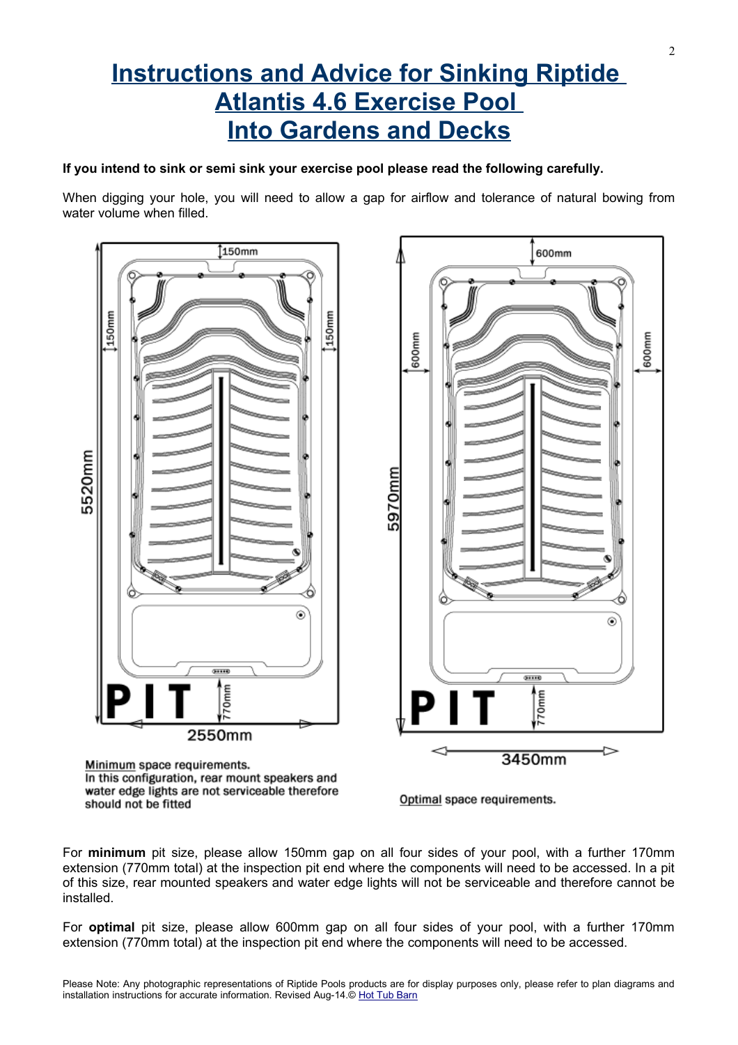# Instructions and Advice for Sinking Riptide Atlantis 4.6 Exercise Pool Into Gardens and Decks

**If you intend to sink or semi sink your exercise pool please read the following carefully.**

When digging your hole, you will need to allow a gap for airflow and tolerance of natural bowing from water volume when filled.

150mm

150mm

150mm

5520mm

PIT

770mm

2550mm

Minimum space requirements.
In this configuration, rear mount speakers and water edge lights are not serviceable therefore should not be fitted

600mm

600mm

600mm

5970mm

PIT

770mm

3450mm

Optimal space requirements.

For **minimum** pit size, please allow 150mm gap on all four sides of your pool, with a further 170mm extension (770mm total) at the inspection pit end where the components will need to be accessed. In a pit of this size, rear mounted speakers and water edge lights will not be serviceable and therefore cannot be installed.

For **optimal** pit size, please allow 600mm gap on all four sides of your pool, with a further 170mm extension (770mm total) at the inspection pit end where the components will need to be accessed.

Please Note: Any photographic representations of Riptide Pools products are for display purposes only, please refer to plan diagrams and installation instructions for accurate information. Revised Aug-14.© Hot Tub Barn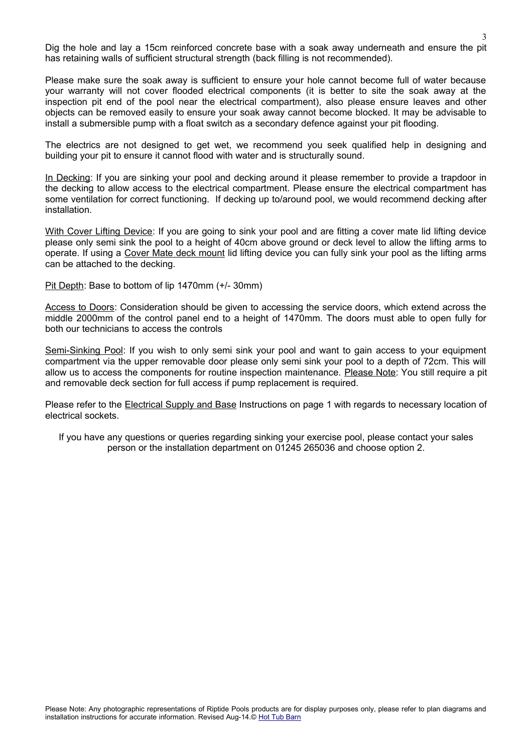Dig the hole and lay a 15cm reinforced concrete base with a soak away underneath and ensure the pit has retaining walls of sufficient structural strength (back filling is not recommended).

Please make sure the soak away is sufficient to ensure your hole cannot become full of water because your warranty will not cover flooded electrical components (it is better to site the soak away at the inspection pit end of the pool near the electrical compartment), also please ensure leaves and other objects can be removed easily to ensure your soak away cannot become blocked. It may be advisable to install a submersible pump with a float switch as a secondary defence against your pit flooding.

The electrics are not designed to get wet, we recommend you seek qualified help in designing and building your pit to ensure it cannot flood with water and is structurally sound.

In Decking: If you are sinking your pool and decking around it please remember to provide a trapdoor in the decking to allow access to the electrical compartment. Please ensure the electrical compartment has some ventilation for correct functioning. If decking up to/around pool, we would recommend decking after installation.

With Cover Lifting Device: If you are going to sink your pool and are fitting a cover mate lid lifting device please only semi sink the pool to a height of 40cm above ground or deck level to allow the lifting arms to operate. If using a Cover Mate deck mount lid lifting device you can fully sink your pool as the lifting arms can be attached to the decking.

Pit Depth: Base to bottom of lip 1470mm (+/- 30mm)

Access to Doors: Consideration should be given to accessing the service doors, which extend across the middle 2000mm of the control panel end to a height of 1470mm. The doors must able to open fully for both our technicians to access the controls

Semi-Sinking Pool: If you wish to only semi sink your pool and want to gain access to your equipment compartment via the upper removable door please only semi sink your pool to a depth of 72cm. This will allow us to access the components for routine inspection maintenance. Please Note: You still require a pit and removable deck section for full access if pump replacement is required.

Please refer to the Electrical Supply and Base Instructions on page 1 with regards to necessary location of electrical sockets.

If you have any questions or queries regarding sinking your exercise pool, please contact your sales person or the installation department on 01245 265036 and choose option 2.

Please Note: Any photographic representations of Riptide Pools products are for display purposes only, please refer to plan diagrams and installation instructions for accurate information. Revised Aug-14.© Hot Tub Barn